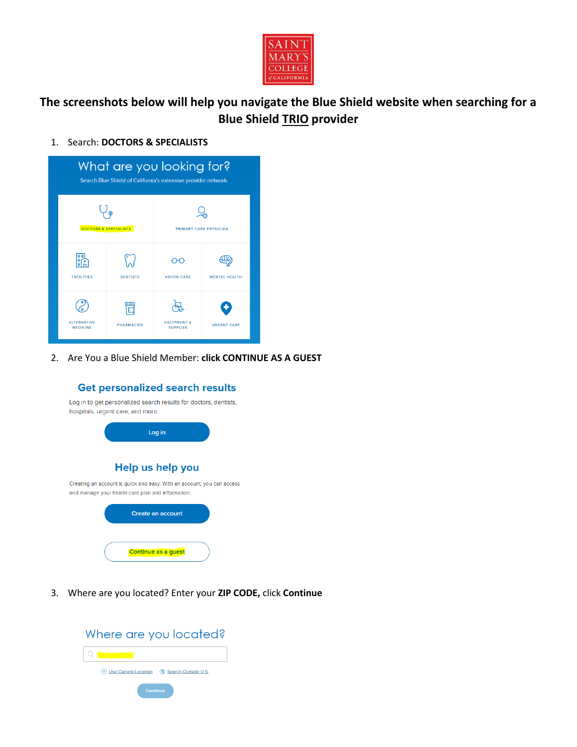SAINT MARY'S COLLEGE of CALIFORNIA

# The screenshots below will help you navigate the Blue Shield website when searching for a Blue Shield TRIO provider

1. Search: **DOCTORS & SPECIALISTS**

What are you looking for?

Search Blue Shield of California's extensive provider network.

DOCTORS & SPECIALISTS | PRIMARY CARE PHYSICIAN

FACILITIES | DENTISTS | VISION CARE | MENTAL HEALTH

ALTERNATIVE MEDICINE | PHARMACIES | EQUIPMENT & SUPPLIES | URGENT CARE

2. Are You a Blue Shield Member: **click CONTINUE AS A GUEST**

Get personalized search results

Log in to get personalized search results for doctors, dentists, hospitals, urgent care, and more.

Log in

Help us help you

Creating an account is quick and easy. With an account, you can access and manage your health care plan and information.

Create an account

Continue as a guest

3. Where are you located? Enter your **ZIP CODE,** click **Continue**

Where are you located?

Use Current Location    Search Outside U.S.

Continue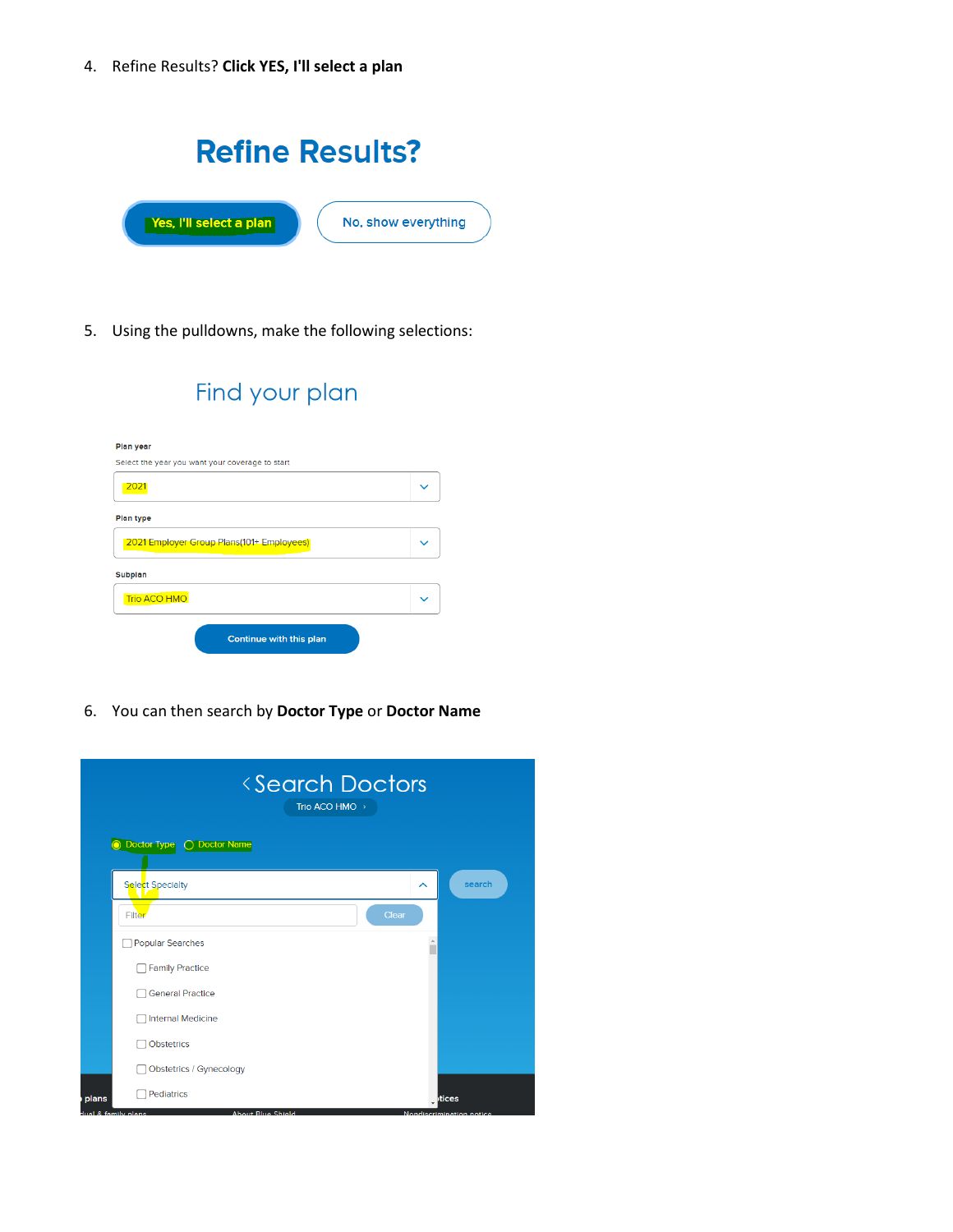4. Refine Results? **Click YES, I'll select a plan**

## Refine Results?

Yes, I'll select a plan | No, show everything

5. Using the pulldowns, make the following selections:

## Find your plan

**Plan year**

Select the year you want your coverage to start

2021

**Plan type**

2021 Employer Group Plans(101+ Employees)

**Subplan**

Trio ACO HMO

Continue with this plan

6. You can then search by **Doctor Type** or **Doctor Name**

## Search Doctors

Trio ACO HMO

Doctor Type | Doctor Name

Select Specialty

search

Filter

Clear

- Popular Searches
  - Family Practice
  - General Practice
  - Internal Medicine
  - Obstetrics
  - Obstetrics / Gynecology
  - Pediatrics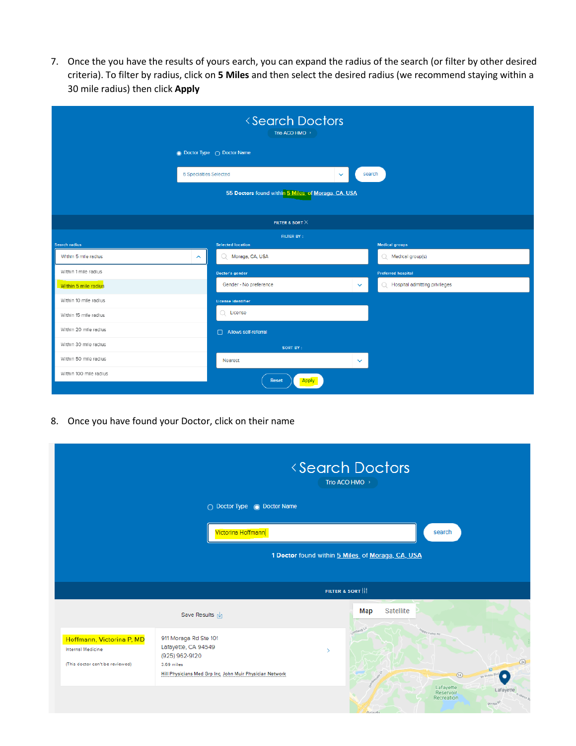7. Once the you have the results of yours earch, you can expand the radius of the search (or filter by other desired criteria). To filter by radius, click on **5 Miles** and then select the desired radius (we recommend staying within a 30 mile radius) then click **Apply**

8. Once you have found your Doctor, click on their name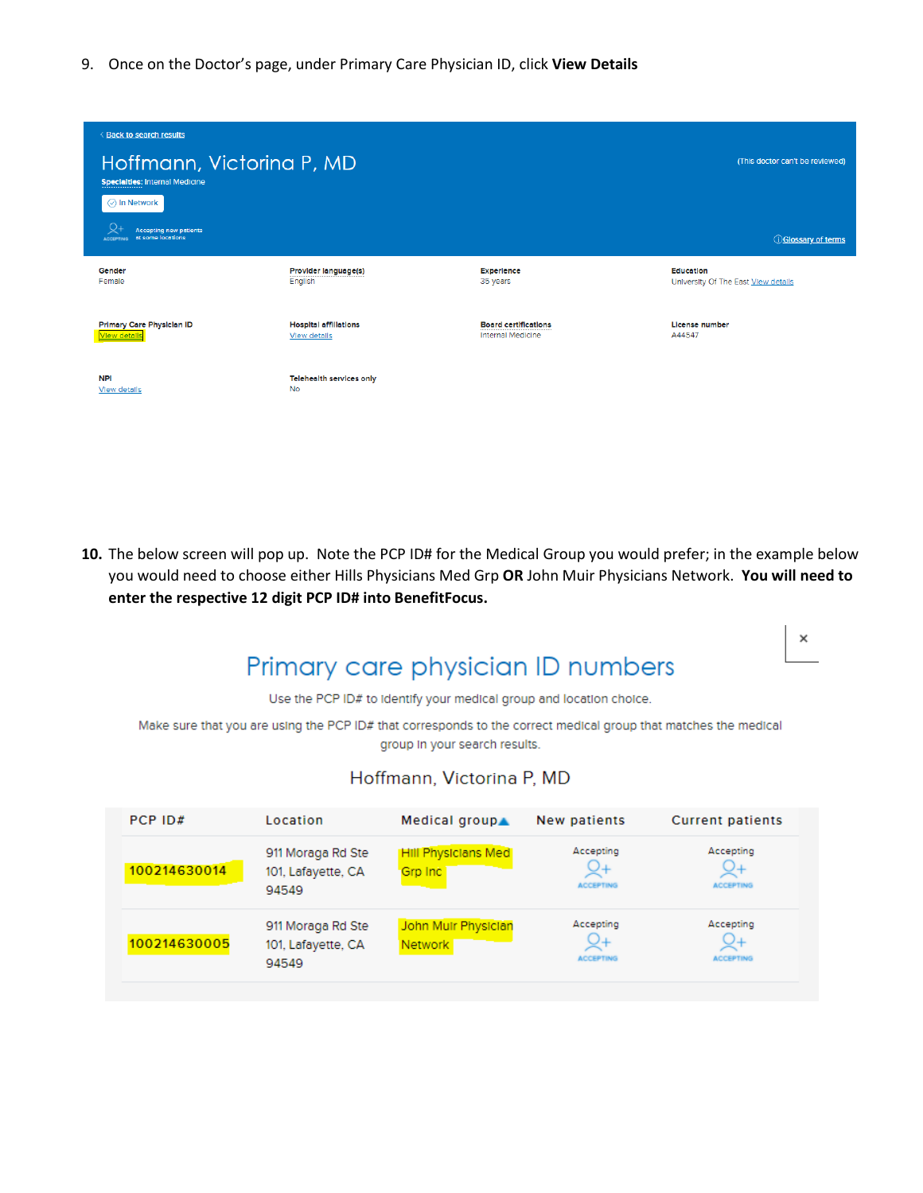9. Once on the Doctor's page, under Primary Care Physician ID, click **View Details**

< Back to search results

Hoffmann, Victorina P, MD

(This doctor can't be reviewed)

**Specialties:** Internal Medicine

In Network

Accepting new patients at some locations

Glossary of terms

| Gender | Provider language(s) | Experience | Education |
|---|---|---|---|
| Female | English | 35 years | University Of The East View details |
| **Primary Care Physician ID** | **Hospital affiliations** | **Board certifications** | **License number** |
| View details | View details | Internal Medicine | A44547 |
| **NPI** | **Telehealth services only** | | |
| View details | No | | |

10. The below screen will pop up. Note the PCP ID# for the Medical Group you would prefer; in the example below you would need to choose either Hills Physicians Med Grp **OR** John Muir Physicians Network. **You will need to enter the respective 12 digit PCP ID# into BenefitFocus.**

## Primary care physician ID numbers

Use the PCP ID# to identify your medical group and location choice.

Make sure that you are using the PCP ID# that corresponds to the correct medical group that matches the medical group in your search results.

Hoffmann, Victorina P, MD

| PCP ID# | Location | Medical group | New patients | Current patients |
|---|---|---|---|---|
| 100214630014 | 911 Moraga Rd Ste 101, Lafayette, CA 94549 | Hill Physicians Med Grp Inc | Accepting | Accepting |
| 100214630005 | 911 Moraga Rd Ste 101, Lafayette, CA 94549 | John Muir Physician Network | Accepting | Accepting |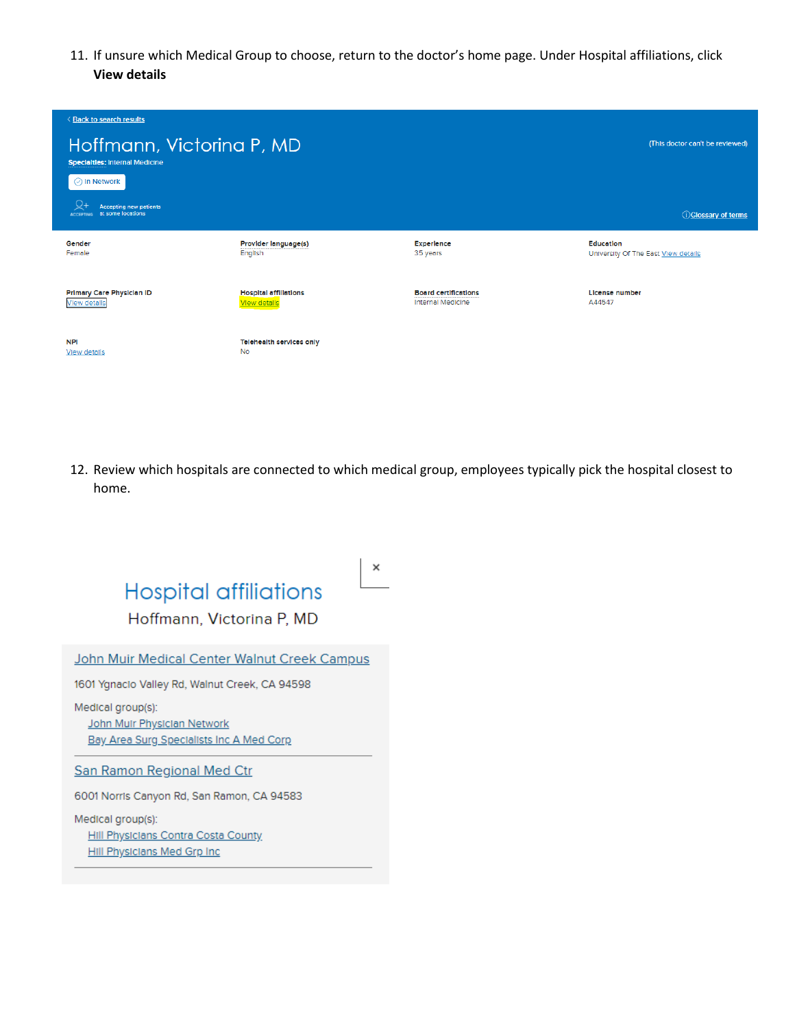11. If unsure which Medical Group to choose, return to the doctor's home page. Under Hospital affiliations, click **View details**

< Back to search results

# Hoffmann, Victorina P, MD

(This doctor can't be reviewed)

**Specialties:** Internal Medicine

In Network

ACCEPTING — Accepting new patients at some locations

Glossary of terms

| Gender | Provider language(s) | Experience | Education |
| --- | --- | --- | --- |
| Female | English | 35 years | University Of The East View details |
| **Primary Care Physician ID** | **Hospital affiliations** | **Board certifications** | **License number** |
| View details | View details | Internal Medicine | A44547 |
| **NPI** | **Telehealth services only** | | |
| View details | No | | |

12. Review which hospitals are connected to which medical group, employees typically pick the hospital closest to home.

×

## Hospital affiliations

Hoffmann, Victorina P, MD

John Muir Medical Center Walnut Creek Campus

1601 Ygnacio Valley Rd, Walnut Creek, CA 94598

Medical group(s):
- John Muir Physician Network
- Bay Area Surg Specialists Inc A Med Corp

San Ramon Regional Med Ctr

6001 Norris Canyon Rd, San Ramon, CA 94583

Medical group(s):
- Hill Physicians Contra Costa County
- Hill Physicians Med Grp Inc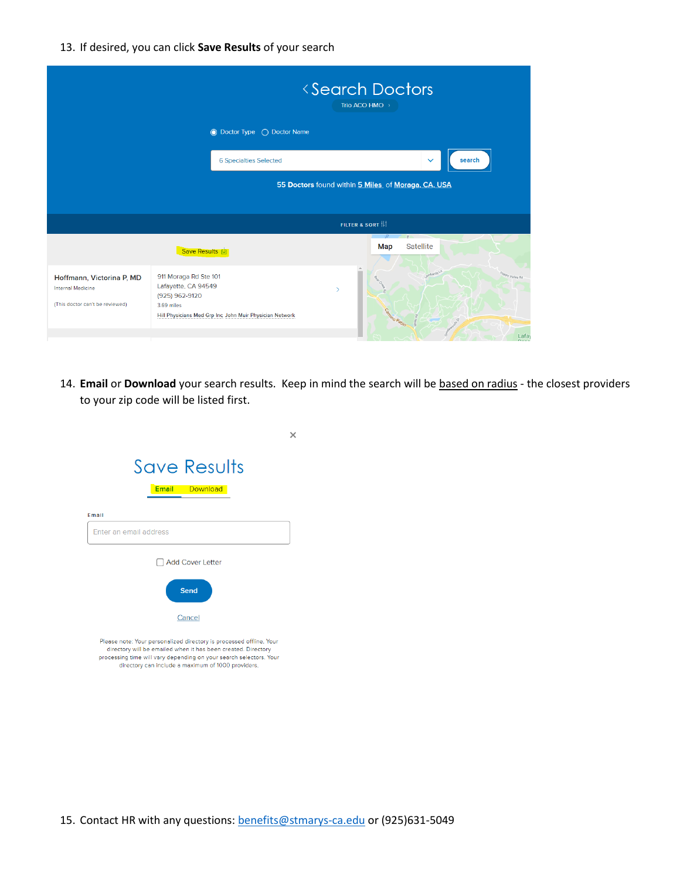13. If desired, you can click **Save Results** of your search

Search Doctors

Trio ACO HMO

Doctor Type Doctor Name

6 Specialties Selected

search

**55 Doctors** found within 5 Miles of Moraga, CA, USA

FILTER & SORT

Save Results

Hoffmann, Victorina P, MD
Internal Medicine
(This doctor can't be reviewed)

911 Moraga Rd Ste 101
Lafayette, CA 94549
(925) 962-9120
3.69 miles
Hill Physicians Med Grp Inc John Muir Physician Network

Map Satellite

14. **Email** or **Download** your search results. Keep in mind the search will be based on radius - the closest providers to your zip code will be listed first.

Save Results

Email Download

Email

Enter an email address

Add Cover Letter

Send

Cancel

Please note: Your personalized directory is processed offline. Your directory will be emailed when it has been created. Directory processing time will vary depending on your search selectors. Your directory can include a maximum of 1000 providers.

15. Contact HR with any questions: benefits@stmarys-ca.edu or (925)631-5049